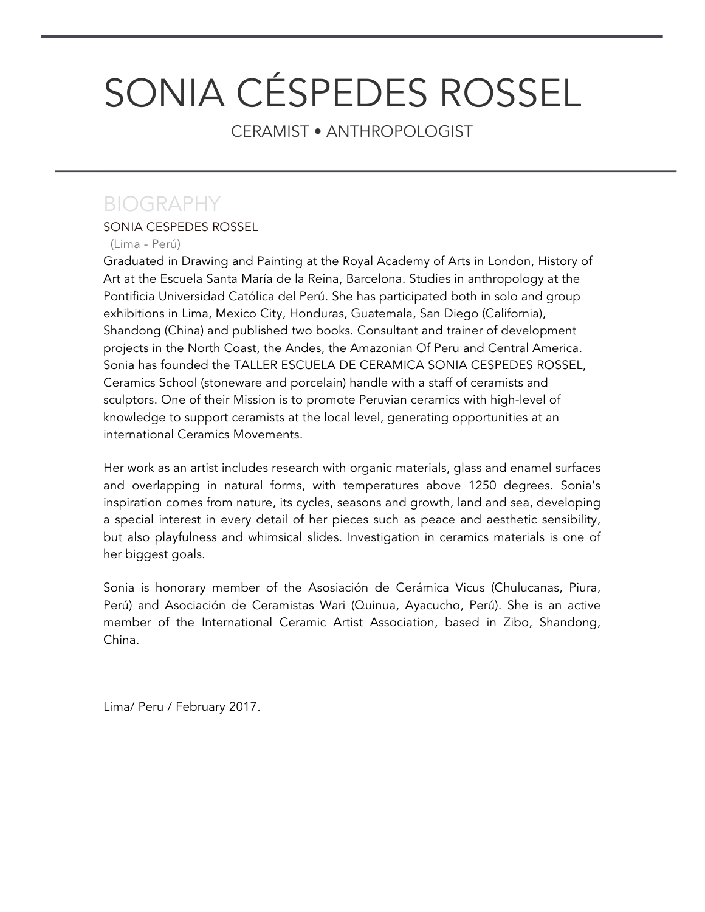# SONIA CÉSPEDES ROSSEL

CERAMIST • ANTHROPOLOGIST

## BIOGRAPHY

SONIA CESPEDES ROSSEL

(Lima - Perú)

Graduated in Drawing and Painting at the Royal Academy of Arts in London, History of Art at the Escuela Santa María de la Reina, Barcelona. Studies in anthropology at the Pontificia Universidad Católica del Perú. She has participated both in solo and group exhibitions in Lima, Mexico City, Honduras, Guatemala, San Diego (California), Shandong (China) and published two books. Consultant and trainer of development projects in the North Coast, the Andes, the Amazonian Of Peru and Central America. Sonia has founded the TALLER ESCUELA DE CERAMICA SONIA CESPEDES ROSSEL, Ceramics School (stoneware and porcelain) handle with a staff of ceramists and sculptors. One of their Mission is to promote Peruvian ceramics with high-level of knowledge to support ceramists at the local level, generating opportunities at an international Ceramics Movements.

Her work as an artist includes research with organic materials, glass and enamel surfaces and overlapping in natural forms, with temperatures above 1250 degrees. Sonia's inspiration comes from nature, its cycles, seasons and growth, land and sea, developing a special interest in every detail of her pieces such as peace and aesthetic sensibility, but also playfulness and whimsical slides. Investigation in ceramics materials is one of her biggest goals.

Sonia is honorary member of the Asosiación de Cerámica Vicus (Chulucanas, Piura, Perú) and Asociación de Ceramistas Wari (Quinua, Ayacucho, Perú). She is an active member of the International Ceramic Artist Association, based in Zibo, Shandong, China.

Lima/ Peru / February 2017.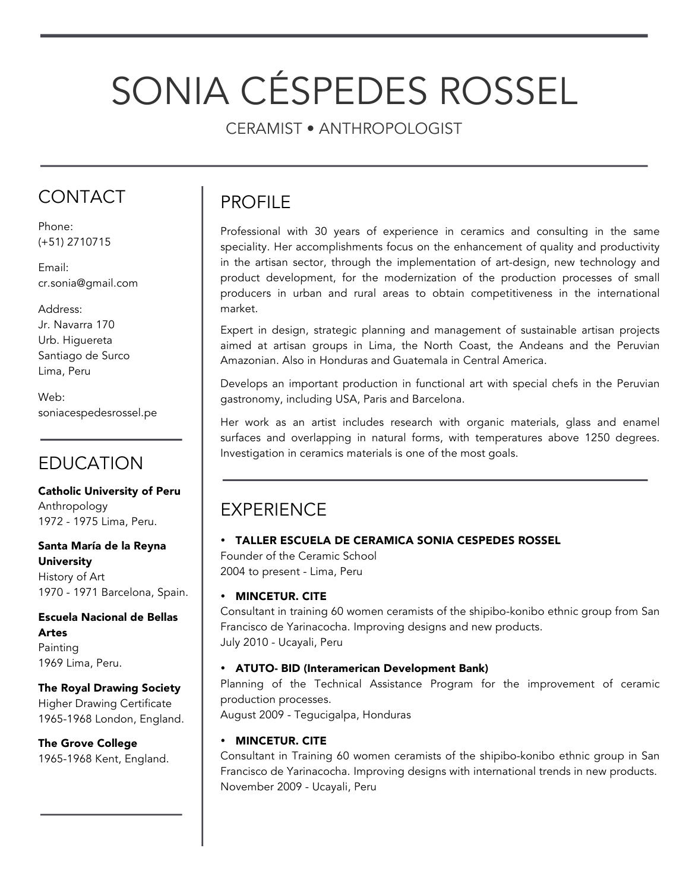# SONIA CÉSPEDES ROSSEL

CERAMIST • ANTHROPOLOGIST

## CONTACT

Phone:
(+51) 2710715

Email:
cr.sonia@gmail.com

Address:
Jr. Navarra 170
Urb. Higuereta
Santiago de Surco
Lima, Peru

Web:
soniacespedesrossel.pe

## EDUCATION

**Catholic University of Peru**
Anthropology
1972 - 1975 Lima, Peru.

**Santa María de la Reyna University**
History of Art
1970 - 1971 Barcelona, Spain.

**Escuela Nacional de Bellas Artes**
Painting
1969 Lima, Peru.

**The Royal Drawing Society**
Higher Drawing Certificate
1965-1968 London, England.

**The Grove College**
1965-1968 Kent, England.

## PROFILE

Professional with 30 years of experience in ceramics and consulting in the same speciality. Her accomplishments focus on the enhancement of quality and productivity in the artisan sector, through the implementation of art-design, new technology and product development, for the modernization of the production processes of small producers in urban and rural areas to obtain competitiveness in the international market.

Expert in design, strategic planning and management of sustainable artisan projects aimed at artisan groups in Lima, the North Coast, the Andeans and the Peruvian Amazonian. Also in Honduras and Guatemala in Central America.

Develops an important production in functional art with special chefs in the Peruvian gastronomy, including USA, Paris and Barcelona.

Her work as an artist includes research with organic materials, glass and enamel surfaces and overlapping in natural forms, with temperatures above 1250 degrees. Investigation in ceramics materials is one of the most goals.

## EXPERIENCE

- **TALLER ESCUELA DE CERAMICA SONIA CESPEDES ROSSEL**
  Founder of the Ceramic School
  2004 to present - Lima, Peru

- **MINCETUR. CITE**
  Consultant in training 60 women ceramists of the shipibo-konibo ethnic group from San Francisco de Yarinacocha. Improving designs and new products.
  July 2010 - Ucayali, Peru

- **ATUTO- BID (Interamerican Development Bank)**
  Planning of the Technical Assistance Program for the improvement of ceramic production processes.
  August 2009 - Tegucigalpa, Honduras

- **MINCETUR. CITE**
  Consultant in Training 60 women ceramists of the shipibo-konibo ethnic group in San Francisco de Yarinacocha. Improving designs with international trends in new products.
  November 2009 - Ucayali, Peru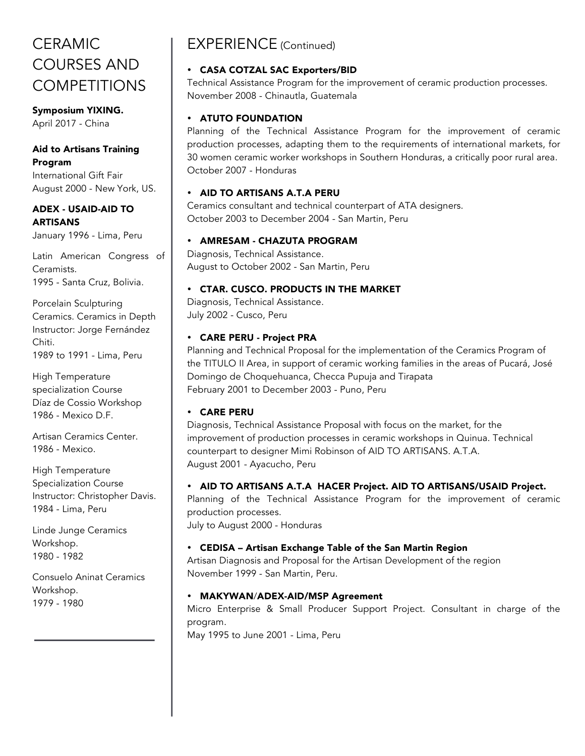## CERAMIC COURSES AND COMPETITIONS

**Symposium YIXING.**
April 2017 - China

**Aid to Artisans Training Program**
International Gift Fair
August 2000 - New York, US.

**ADEX - USAID-AID TO ARTISANS**
January 1996 - Lima, Peru

Latin American Congress of Ceramists.
1995 - Santa Cruz, Bolivia.

Porcelain Sculpturing Ceramics. Ceramics in Depth
Instructor: Jorge Fernández Chiti.
1989 to 1991 - Lima, Peru

High Temperature specialization Course
Díaz de Cossio Workshop
1986 - Mexico D.F.

Artisan Ceramics Center.
1986 - Mexico.

High Temperature Specialization Course
Instructor: Christopher Davis.
1984 - Lima, Peru

Linde Junge Ceramics Workshop.
1980 - 1982

Consuelo Aninat Ceramics Workshop.
1979 - 1980

## EXPERIENCE (Continued)

- **CASA COTZAL SAC Exporters/BID**
  Technical Assistance Program for the improvement of ceramic production processes.
  November 2008 - Chinautla, Guatemala

- **ATUTO FOUNDATION**
  Planning of the Technical Assistance Program for the improvement of ceramic production processes, adapting them to the requirements of international markets, for 30 women ceramic worker workshops in Southern Honduras, a critically poor rural area.
  October 2007 - Honduras

- **AID TO ARTISANS A.T.A PERU**
  Ceramics consultant and technical counterpart of ATA designers.
  October 2003 to December 2004 - San Martin, Peru

- **AMRESAM - CHAZUTA PROGRAM**
  Diagnosis, Technical Assistance.
  August to October 2002 - San Martin, Peru

- **CTAR. CUSCO. PRODUCTS IN THE MARKET**
  Diagnosis, Technical Assistance.
  July 2002 - Cusco, Peru

- **CARE PERU - Project PRA**
  Planning and Technical Proposal for the implementation of the Ceramics Program of the TITULO II Area, in support of ceramic working families in the areas of Pucará, José Domingo de Choquehuanca, Checca Pupuja and Tirapata
  February 2001 to December 2003 - Puno, Peru

- **CARE PERU**
  Diagnosis, Technical Assistance Proposal with focus on the market, for the improvement of production processes in ceramic workshops in Quinua. Technical counterpart to designer Mimi Robinson of AID TO ARTISANS. A.T.A.
  August 2001 - Ayacucho, Peru

- **AID TO ARTISANS A.T.A HACER Project. AID TO ARTISANS/USAID Project.**
  Planning of the Technical Assistance Program for the improvement of ceramic production processes.
  July to August 2000 - Honduras

- **CEDISA – Artisan Exchange Table of the San Martin Region**
  Artisan Diagnosis and Proposal for the Artisan Development of the region
  November 1999 - San Martin, Peru.

- **MAKYWAN/ADEX-AID/MSP Agreement**
  Micro Enterprise & Small Producer Support Project. Consultant in charge of the program.
  May 1995 to June 2001 - Lima, Peru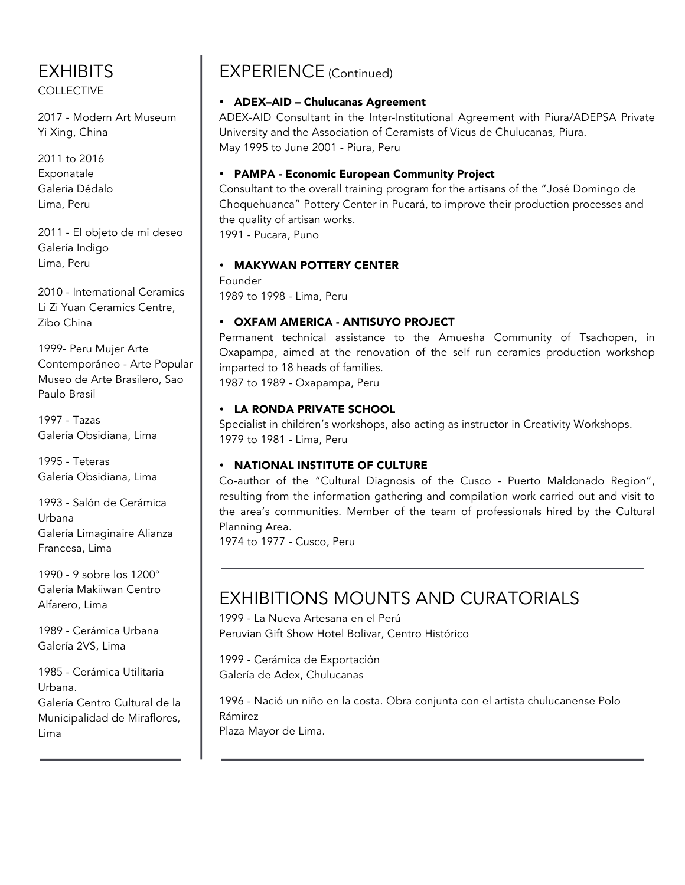# EXHIBITS

COLLECTIVE

2017 - Modern Art Museum
Yi Xing, China

2011 to 2016
Exponatale
Galeria Dédalo
Lima, Peru

2011 - El objeto de mi deseo
Galería Indigo
Lima, Peru

2010 - International Ceramics
Li Zi Yuan Ceramics Centre,
Zibo China

1999- Peru Mujer Arte Contemporáneo - Arte Popular
Museo de Arte Brasilero, Sao Paulo Brasil

1997 - Tazas
Galería Obsidiana, Lima

1995 - Teteras
Galería Obsidiana, Lima

1993 - Salón de Cerámica Urbana
Galería Limaginaire Alianza Francesa, Lima

1990 - 9 sobre los 1200°
Galería Makiiwan Centro Alfarero, Lima

1989 - Cerámica Urbana
Galería 2VS, Lima

1985 - Cerámica Utilitaria Urbana.
Galería Centro Cultural de la Municipalidad de Miraflores, Lima

# EXPERIENCE (Continued)

- **ADEX–AID – Chulucanas Agreement**

ADEX-AID Consultant in the Inter-Institutional Agreement with Piura/ADEPSA Private University and the Association of Ceramists of Vicus de Chulucanas, Piura.
May 1995 to June 2001 - Piura, Peru

- **PAMPA - Economic European Community Project**

Consultant to the overall training program for the artisans of the "José Domingo de Choquehuanca" Pottery Center in Pucará, to improve their production processes and the quality of artisan works.
1991 - Pucara, Puno

- **MAKYWAN POTTERY CENTER**

Founder
1989 to 1998 - Lima, Peru

- **OXFAM AMERICA - ANTISUYO PROJECT**

Permanent technical assistance to the Amuesha Community of Tsachopen, in Oxapampa, aimed at the renovation of the self run ceramics production workshop imparted to 18 heads of families.
1987 to 1989 - Oxapampa, Peru

- **LA RONDA PRIVATE SCHOOL**

Specialist in children's workshops, also acting as instructor in Creativity Workshops.
1979 to 1981 - Lima, Peru

- **NATIONAL INSTITUTE OF CULTURE**

Co-author of the "Cultural Diagnosis of the Cusco - Puerto Maldonado Region", resulting from the information gathering and compilation work carried out and visit to the area's communities. Member of the team of professionals hired by the Cultural Planning Area.
1974 to 1977 - Cusco, Peru

# EXHIBITIONS MOUNTS AND CURATORIALS

1999 - La Nueva Artesana en el Perú
Peruvian Gift Show Hotel Bolivar, Centro Histórico

1999 - Cerámica de Exportación
Galería de Adex, Chulucanas

1996 - Nació un niño en la costa. Obra conjunta con el artista chulucanense Polo Rámirez
Plaza Mayor de Lima.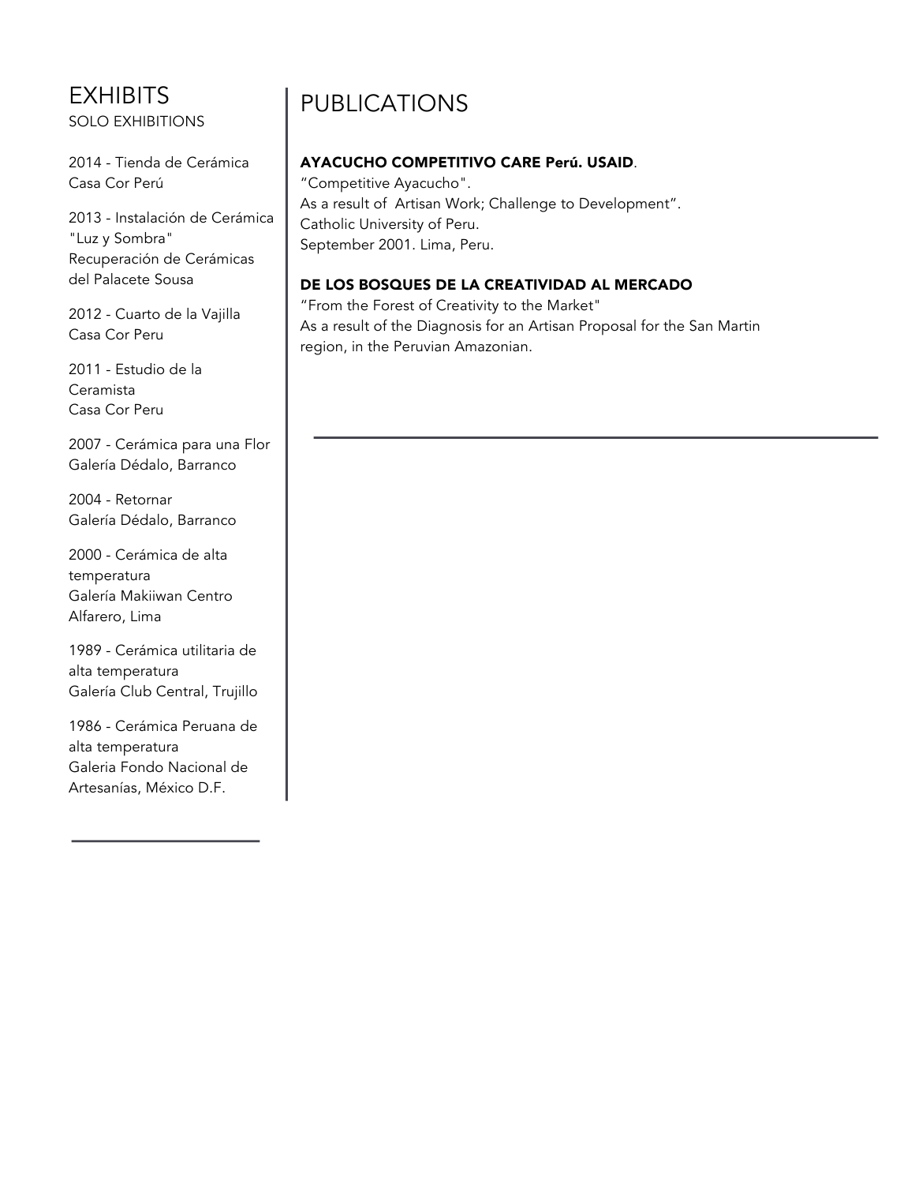# EXHIBITS

## SOLO EXHIBITIONS

2014 - Tienda de Cerámica
Casa Cor Perú

2013 - Instalación de Cerámica
"Luz y Sombra"
Recuperación de Cerámicas del Palacete Sousa

2012 - Cuarto de la Vajilla
Casa Cor Peru

2011 - Estudio de la Ceramista
Casa Cor Peru

2007 - Cerámica para una Flor
Galería Dédalo, Barranco

2004 - Retornar
Galería Dédalo, Barranco

2000 - Cerámica de alta temperatura
Galería Makiiwan Centro Alfarero, Lima

1989 - Cerámica utilitaria de alta temperatura
Galería Club Central, Trujillo

1986 - Cerámica Peruana de alta temperatura
Galeria Fondo Nacional de Artesanías, México D.F.

# PUBLICATIONS

**AYACUCHO COMPETITIVO CARE Perú. USAID**.
"Competitive Ayacucho".
As a result of Artisan Work; Challenge to Development".
Catholic University of Peru.
September 2001. Lima, Peru.

**DE LOS BOSQUES DE LA CREATIVIDAD AL MERCADO**
"From the Forest of Creativity to the Market"
As a result of the Diagnosis for an Artisan Proposal for the San Martin region, in the Peruvian Amazonian.